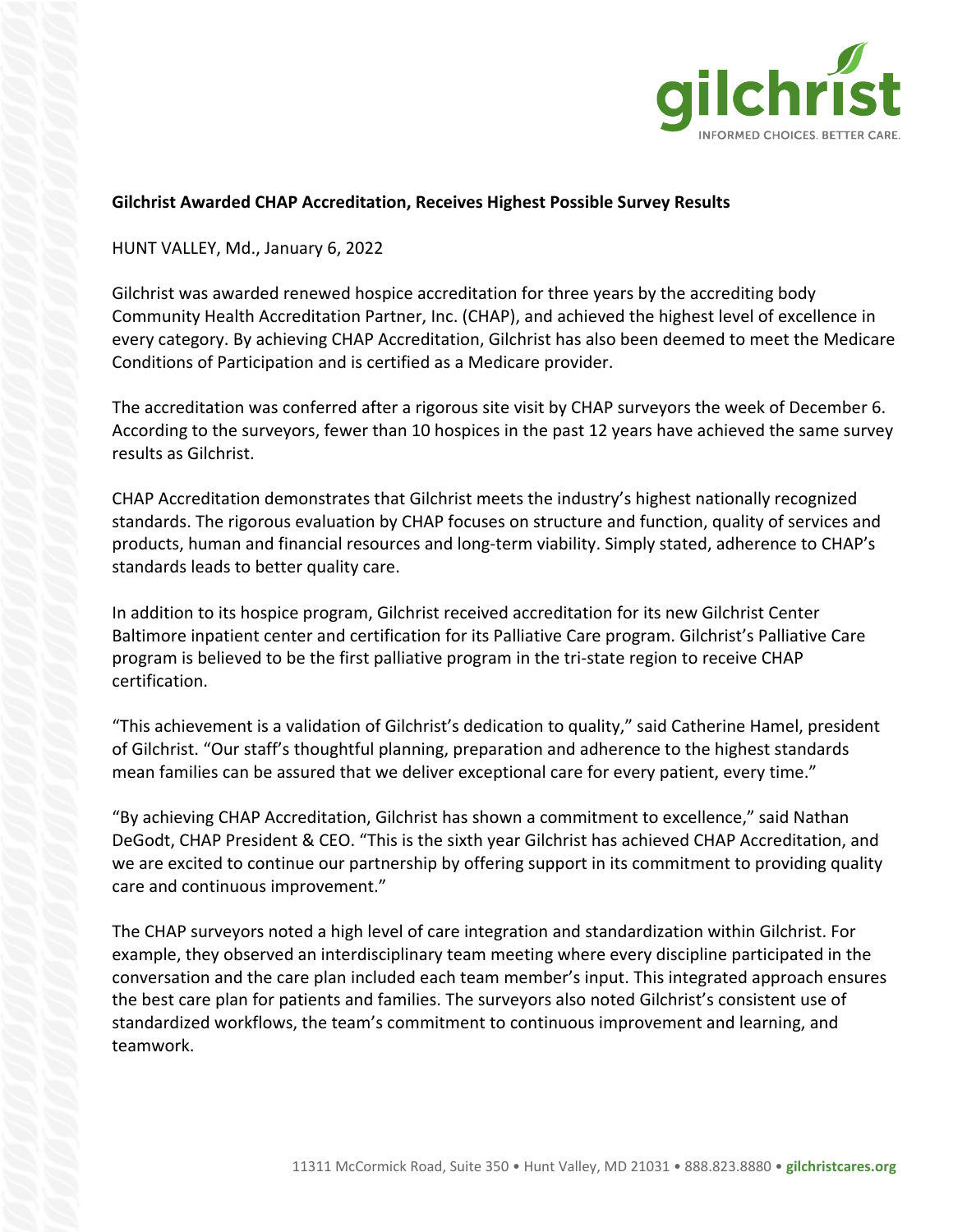**Gilchrist Awarded CHAP Accreditation, Receives Highest Possible Survey Results**

HUNT VALLEY, Md., January 6, 2022

Gilchrist was awarded renewed hospice accreditation for three years by the accrediting body Community Health Accreditation Partner, Inc. (CHAP), and achieved the highest level of excellence in every category. By achieving CHAP Accreditation, Gilchrist has also been deemed to meet the Medicare Conditions of Participation and is certified as a Medicare provider.

The accreditation was conferred after a rigorous site visit by CHAP surveyors the week of December 6. According to the surveyors, fewer than 10 hospices in the past 12 years have achieved the same survey results as Gilchrist.

CHAP Accreditation demonstrates that Gilchrist meets the industry's highest nationally recognized standards. The rigorous evaluation by CHAP focuses on structure and function, quality of services and products, human and financial resources and long-term viability. Simply stated, adherence to CHAP's standards leads to better quality care.

In addition to its hospice program, Gilchrist received accreditation for its new Gilchrist Center Baltimore inpatient center and certification for its Palliative Care program. Gilchrist's Palliative Care program is believed to be the first palliative program in the tri-state region to receive CHAP certification.

"This achievement is a validation of Gilchrist's dedication to quality," said Catherine Hamel, president of Gilchrist. "Our staff's thoughtful planning, preparation and adherence to the highest standards mean families can be assured that we deliver exceptional care for every patient, every time."

"By achieving CHAP Accreditation, Gilchrist has shown a commitment to excellence," said Nathan DeGodt, CHAP President & CEO. "This is the sixth year Gilchrist has achieved CHAP Accreditation, and we are excited to continue our partnership by offering support in its commitment to providing quality care and continuous improvement."

The CHAP surveyors noted a high level of care integration and standardization within Gilchrist. For example, they observed an interdisciplinary team meeting where every discipline participated in the conversation and the care plan included each team member's input. This integrated approach ensures the best care plan for patients and families. The surveyors also noted Gilchrist's consistent use of standardized workflows, the team's commitment to continuous improvement and learning, and teamwork.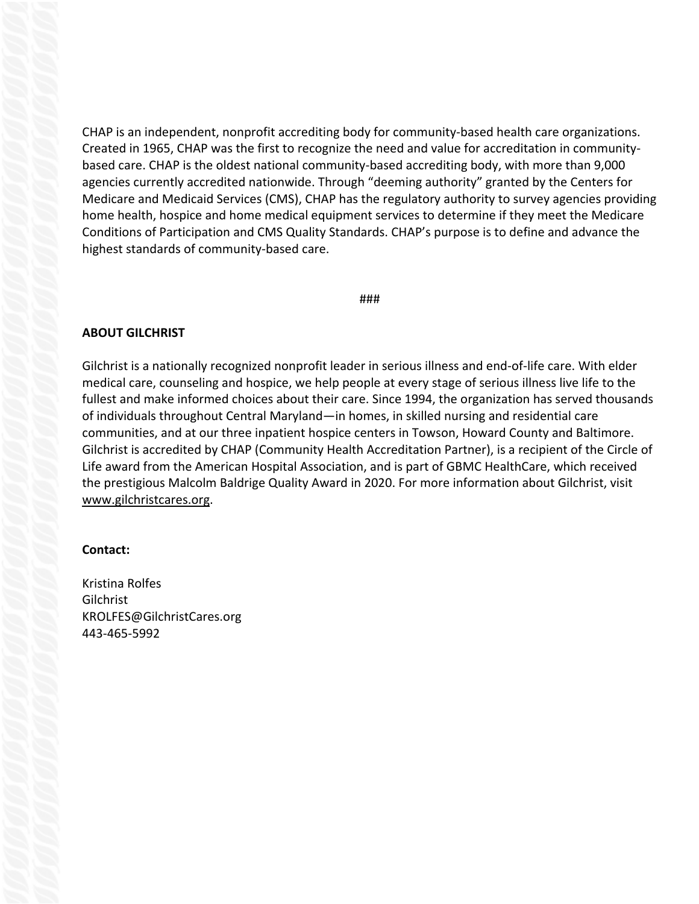CHAP is an independent, nonprofit accrediting body for community-based health care organizations. Created in 1965, CHAP was the first to recognize the need and value for accreditation in community-based care. CHAP is the oldest national community-based accrediting body, with more than 9,000 agencies currently accredited nationwide. Through "deeming authority" granted by the Centers for Medicare and Medicaid Services (CMS), CHAP has the regulatory authority to survey agencies providing home health, hospice and home medical equipment services to determine if they meet the Medicare Conditions of Participation and CMS Quality Standards. CHAP's purpose is to define and advance the highest standards of community-based care.

###

**ABOUT GILCHRIST**

Gilchrist is a nationally recognized nonprofit leader in serious illness and end-of-life care. With elder medical care, counseling and hospice, we help people at every stage of serious illness live life to the fullest and make informed choices about their care. Since 1994, the organization has served thousands of individuals throughout Central Maryland—in homes, in skilled nursing and residential care communities, and at our three inpatient hospice centers in Towson, Howard County and Baltimore. Gilchrist is accredited by CHAP (Community Health Accreditation Partner), is a recipient of the Circle of Life award from the American Hospital Association, and is part of GBMC HealthCare, which received the prestigious Malcolm Baldrige Quality Award in 2020. For more information about Gilchrist, visit www.gilchristcares.org.

**Contact:**

Kristina Rolfes
Gilchrist
KROLFES@GilchristCares.org
443-465-5992